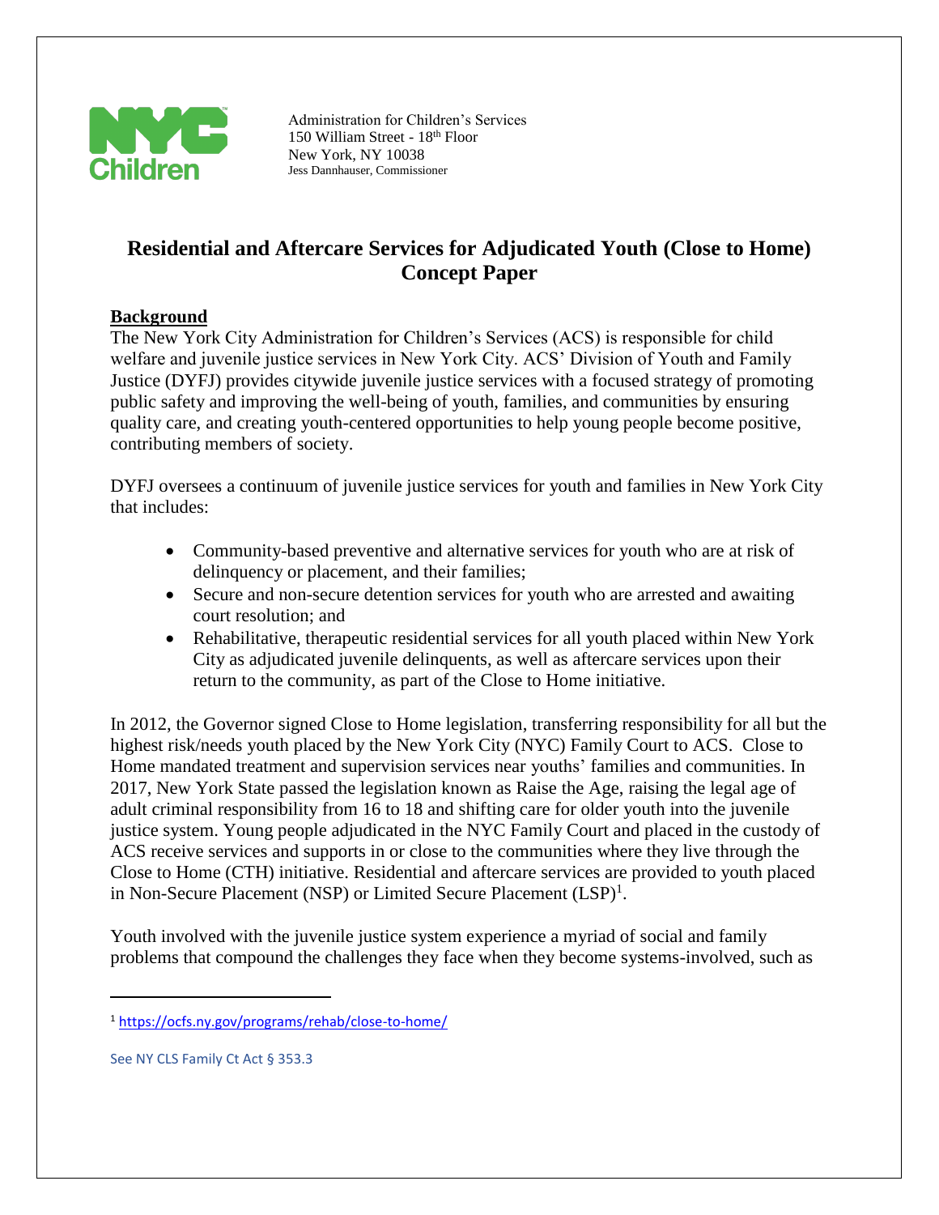Administration for Children's Services
150 William Street - 18th Floor
New York, NY 10038
Jess Dannhauser, Commissioner

# Residential and Aftercare Services for Adjudicated Youth (Close to Home) Concept Paper

## Background

The New York City Administration for Children's Services (ACS) is responsible for child welfare and juvenile justice services in New York City. ACS' Division of Youth and Family Justice (DYFJ) provides citywide juvenile justice services with a focused strategy of promoting public safety and improving the well-being of youth, families, and communities by ensuring quality care, and creating youth-centered opportunities to help young people become positive, contributing members of society.

DYFJ oversees a continuum of juvenile justice services for youth and families in New York City that includes:

- Community-based preventive and alternative services for youth who are at risk of delinquency or placement, and their families;
- Secure and non-secure detention services for youth who are arrested and awaiting court resolution; and
- Rehabilitative, therapeutic residential services for all youth placed within New York City as adjudicated juvenile delinquents, as well as aftercare services upon their return to the community, as part of the Close to Home initiative.

In 2012, the Governor signed Close to Home legislation, transferring responsibility for all but the highest risk/needs youth placed by the New York City (NYC) Family Court to ACS. Close to Home mandated treatment and supervision services near youths' families and communities. In 2017, New York State passed the legislation known as Raise the Age, raising the legal age of adult criminal responsibility from 16 to 18 and shifting care for older youth into the juvenile justice system. Young people adjudicated in the NYC Family Court and placed in the custody of ACS receive services and supports in or close to the communities where they live through the Close to Home (CTH) initiative. Residential and aftercare services are provided to youth placed in Non-Secure Placement (NSP) or Limited Secure Placement (LSP)[1].

Youth involved with the juvenile justice system experience a myriad of social and family problems that compound the challenges they face when they become systems-involved, such as

[1] https://ocfs.ny.gov/programs/rehab/close-to-home/

See NY CLS Family Ct Act § 353.3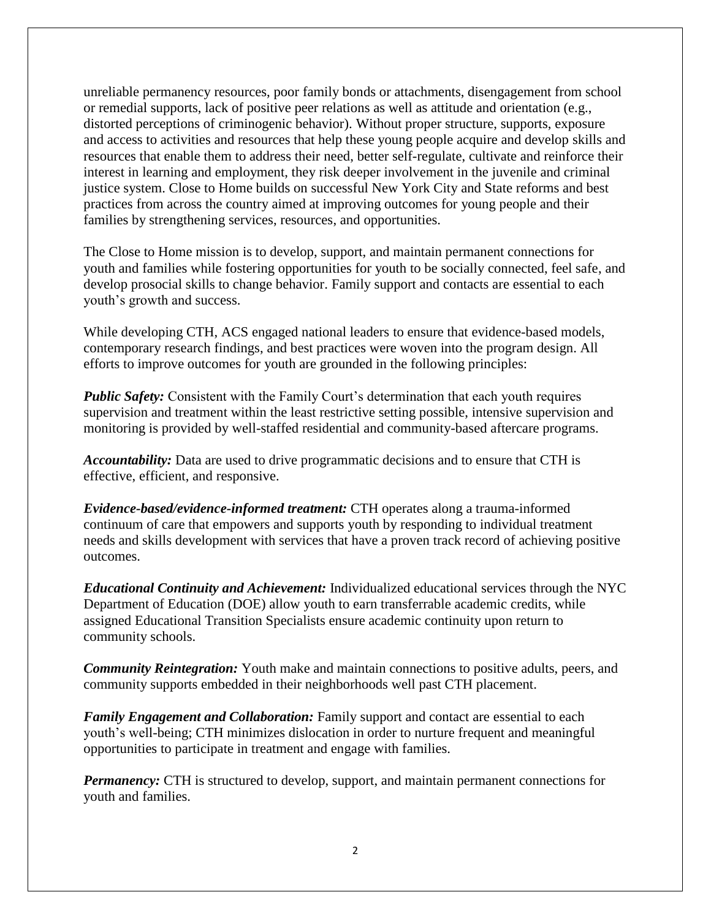unreliable permanency resources, poor family bonds or attachments, disengagement from school or remedial supports, lack of positive peer relations as well as attitude and orientation (e.g., distorted perceptions of criminogenic behavior). Without proper structure, supports, exposure and access to activities and resources that help these young people acquire and develop skills and resources that enable them to address their need, better self-regulate, cultivate and reinforce their interest in learning and employment, they risk deeper involvement in the juvenile and criminal justice system. Close to Home builds on successful New York City and State reforms and best practices from across the country aimed at improving outcomes for young people and their families by strengthening services, resources, and opportunities.

The Close to Home mission is to develop, support, and maintain permanent connections for youth and families while fostering opportunities for youth to be socially connected, feel safe, and develop prosocial skills to change behavior. Family support and contacts are essential to each youth's growth and success.

While developing CTH, ACS engaged national leaders to ensure that evidence-based models, contemporary research findings, and best practices were woven into the program design. All efforts to improve outcomes for youth are grounded in the following principles:

***Public Safety:*** Consistent with the Family Court's determination that each youth requires supervision and treatment within the least restrictive setting possible, intensive supervision and monitoring is provided by well-staffed residential and community-based aftercare programs.

***Accountability:*** Data are used to drive programmatic decisions and to ensure that CTH is effective, efficient, and responsive.

***Evidence-based/evidence-informed treatment:*** CTH operates along a trauma-informed continuum of care that empowers and supports youth by responding to individual treatment needs and skills development with services that have a proven track record of achieving positive outcomes.

***Educational Continuity and Achievement:*** Individualized educational services through the NYC Department of Education (DOE) allow youth to earn transferrable academic credits, while assigned Educational Transition Specialists ensure academic continuity upon return to community schools.

***Community Reintegration:*** Youth make and maintain connections to positive adults, peers, and community supports embedded in their neighborhoods well past CTH placement.

***Family Engagement and Collaboration:*** Family support and contact are essential to each youth's well-being; CTH minimizes dislocation in order to nurture frequent and meaningful opportunities to participate in treatment and engage with families.

***Permanency:*** CTH is structured to develop, support, and maintain permanent connections for youth and families.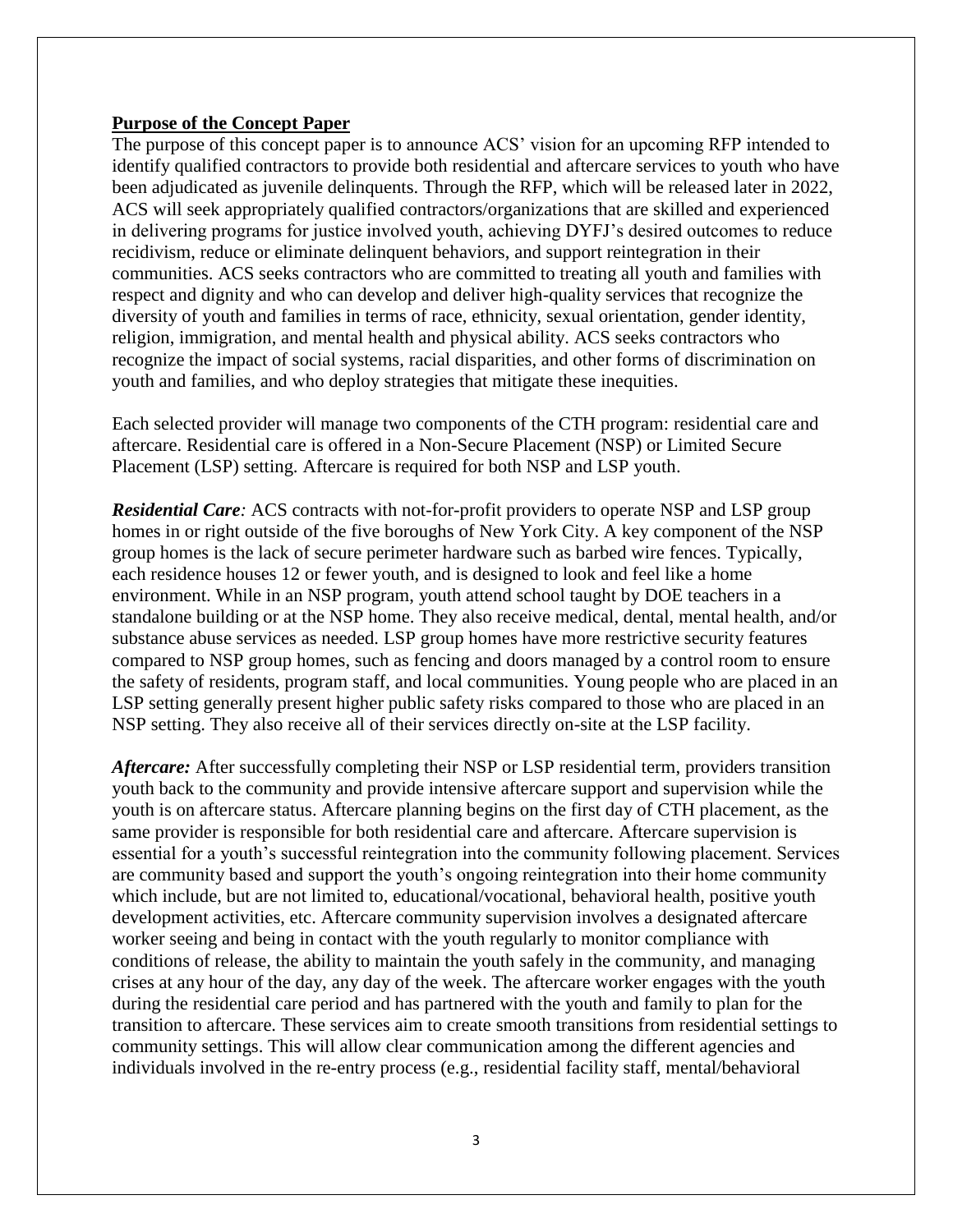**Purpose of the Concept Paper**

The purpose of this concept paper is to announce ACS' vision for an upcoming RFP intended to identify qualified contractors to provide both residential and aftercare services to youth who have been adjudicated as juvenile delinquents. Through the RFP, which will be released later in 2022, ACS will seek appropriately qualified contractors/organizations that are skilled and experienced in delivering programs for justice involved youth, achieving DYFJ's desired outcomes to reduce recidivism, reduce or eliminate delinquent behaviors, and support reintegration in their communities. ACS seeks contractors who are committed to treating all youth and families with respect and dignity and who can develop and deliver high-quality services that recognize the diversity of youth and families in terms of race, ethnicity, sexual orientation, gender identity, religion, immigration, and mental health and physical ability. ACS seeks contractors who recognize the impact of social systems, racial disparities, and other forms of discrimination on youth and families, and who deploy strategies that mitigate these inequities.

Each selected provider will manage two components of the CTH program: residential care and aftercare. Residential care is offered in a Non-Secure Placement (NSP) or Limited Secure Placement (LSP) setting. Aftercare is required for both NSP and LSP youth.

***Residential Care****:* ACS contracts with not-for-profit providers to operate NSP and LSP group homes in or right outside of the five boroughs of New York City. A key component of the NSP group homes is the lack of secure perimeter hardware such as barbed wire fences. Typically, each residence houses 12 or fewer youth, and is designed to look and feel like a home environment. While in an NSP program, youth attend school taught by DOE teachers in a standalone building or at the NSP home. They also receive medical, dental, mental health, and/or substance abuse services as needed. LSP group homes have more restrictive security features compared to NSP group homes, such as fencing and doors managed by a control room to ensure the safety of residents, program staff, and local communities. Young people who are placed in an LSP setting generally present higher public safety risks compared to those who are placed in an NSP setting. They also receive all of their services directly on-site at the LSP facility.

***Aftercare:*** After successfully completing their NSP or LSP residential term, providers transition youth back to the community and provide intensive aftercare support and supervision while the youth is on aftercare status. Aftercare planning begins on the first day of CTH placement, as the same provider is responsible for both residential care and aftercare. Aftercare supervision is essential for a youth's successful reintegration into the community following placement. Services are community based and support the youth's ongoing reintegration into their home community which include, but are not limited to, educational/vocational, behavioral health, positive youth development activities, etc. Aftercare community supervision involves a designated aftercare worker seeing and being in contact with the youth regularly to monitor compliance with conditions of release, the ability to maintain the youth safely in the community, and managing crises at any hour of the day, any day of the week. The aftercare worker engages with the youth during the residential care period and has partnered with the youth and family to plan for the transition to aftercare. These services aim to create smooth transitions from residential settings to community settings. This will allow clear communication among the different agencies and individuals involved in the re-entry process (e.g., residential facility staff, mental/behavioral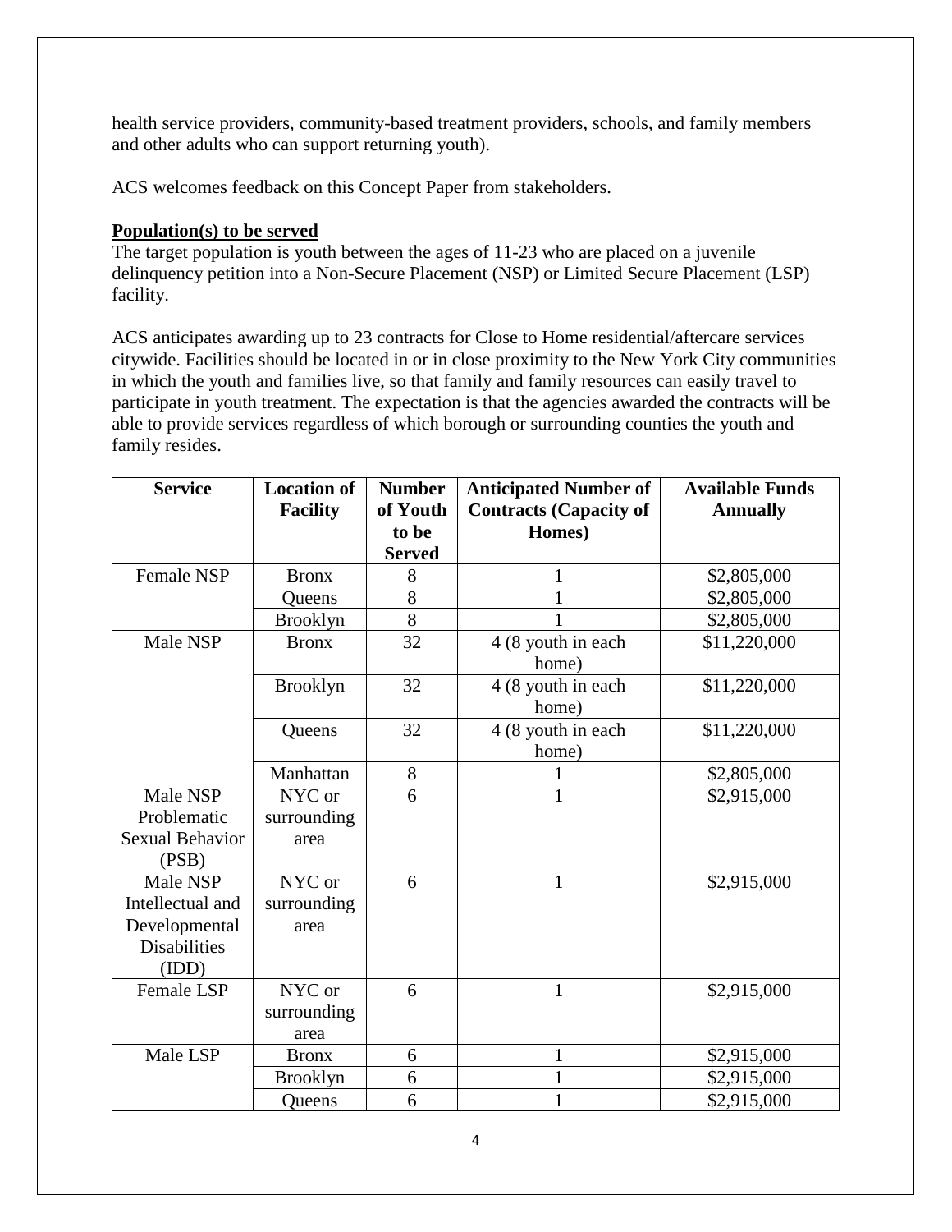health service providers, community-based treatment providers, schools, and family members and other adults who can support returning youth).

ACS welcomes feedback on this Concept Paper from stakeholders.

**Population(s) to be served**

The target population is youth between the ages of 11-23 who are placed on a juvenile delinquency petition into a Non-Secure Placement (NSP) or Limited Secure Placement (LSP) facility.

ACS anticipates awarding up to 23 contracts for Close to Home residential/aftercare services citywide. Facilities should be located in or in close proximity to the New York City communities in which the youth and families live, so that family and family resources can easily travel to participate in youth treatment. The expectation is that the agencies awarded the contracts will be able to provide services regardless of which borough or surrounding counties the youth and family resides.

| Service | Location of Facility | Number of Youth to be Served | Anticipated Number of Contracts (Capacity of Homes) | Available Funds Annually |
|---|---|---|---|---|
| Female NSP | Bronx | 8 | 1 | $2,805,000 |
| | Queens | 8 | 1 | $2,805,000 |
| | Brooklyn | 8 | 1 | $2,805,000 |
| Male NSP | Bronx | 32 | 4 (8 youth in each home) | $11,220,000 |
| | Brooklyn | 32 | 4 (8 youth in each home) | $11,220,000 |
| | Queens | 32 | 4 (8 youth in each home) | $11,220,000 |
| | Manhattan | 8 | 1 | $2,805,000 |
| Male NSP Problematic Sexual Behavior (PSB) | NYC or surrounding area | 6 | 1 | $2,915,000 |
| Male NSP Intellectual and Developmental Disabilities (IDD) | NYC or surrounding area | 6 | 1 | $2,915,000 |
| Female LSP | NYC or surrounding area | 6 | 1 | $2,915,000 |
| Male LSP | Bronx | 6 | 1 | $2,915,000 |
| | Brooklyn | 6 | 1 | $2,915,000 |
| | Queens | 6 | 1 | $2,915,000 |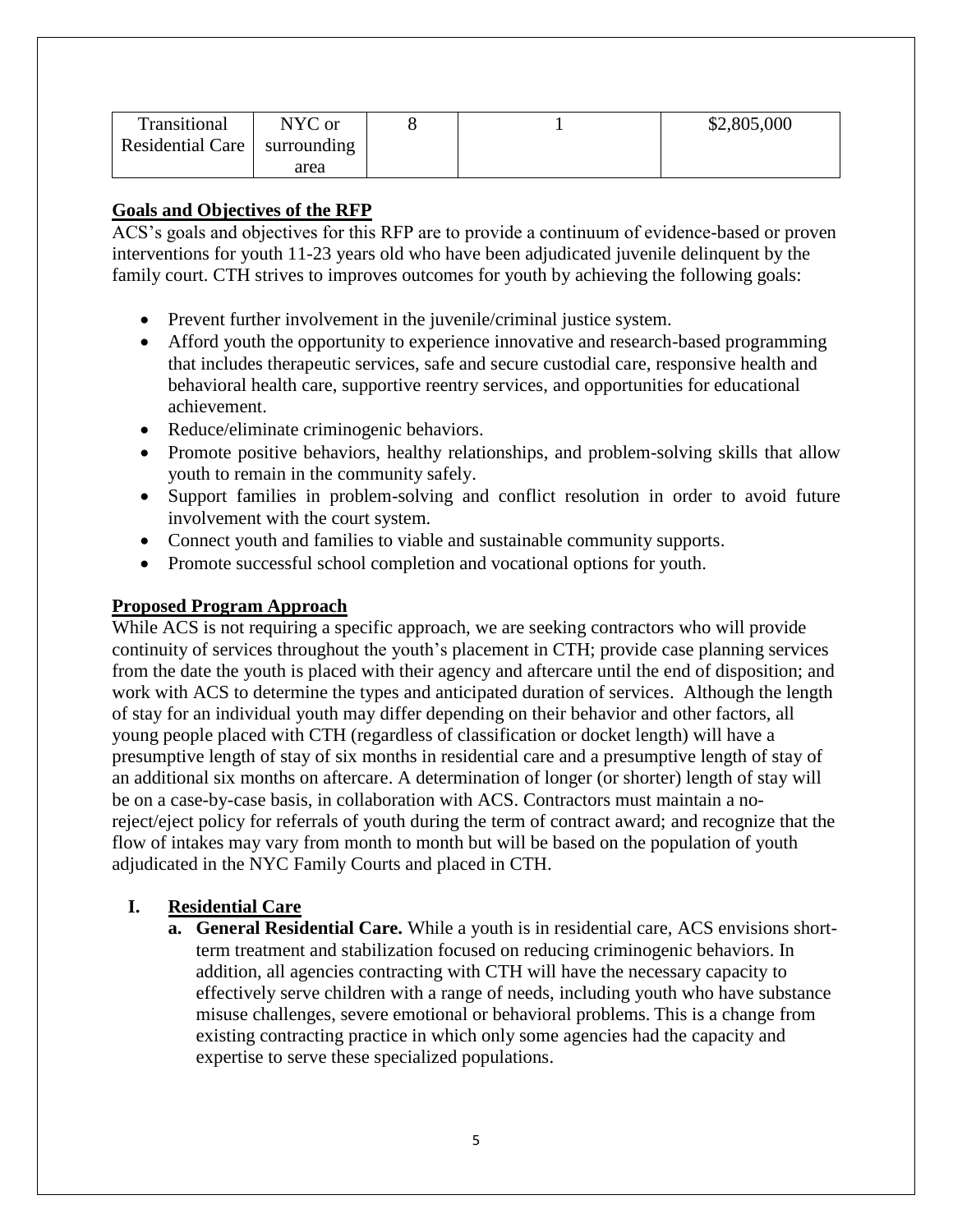| Transitional Residential Care | NYC or surrounding area | 8 | 1 | $2,805,000 |
|---|---|---|---|---|

## Goals and Objectives of the RFP

ACS's goals and objectives for this RFP are to provide a continuum of evidence-based or proven interventions for youth 11-23 years old who have been adjudicated juvenile delinquent by the family court. CTH strives to improves outcomes for youth by achieving the following goals:

- Prevent further involvement in the juvenile/criminal justice system.
- Afford youth the opportunity to experience innovative and research-based programming that includes therapeutic services, safe and secure custodial care, responsive health and behavioral health care, supportive reentry services, and opportunities for educational achievement.
- Reduce/eliminate criminogenic behaviors.
- Promote positive behaviors, healthy relationships, and problem-solving skills that allow youth to remain in the community safely.
- Support families in problem-solving and conflict resolution in order to avoid future involvement with the court system.
- Connect youth and families to viable and sustainable community supports.
- Promote successful school completion and vocational options for youth.

## Proposed Program Approach

While ACS is not requiring a specific approach, we are seeking contractors who will provide continuity of services throughout the youth's placement in CTH; provide case planning services from the date the youth is placed with their agency and aftercare until the end of disposition; and work with ACS to determine the types and anticipated duration of services. Although the length of stay for an individual youth may differ depending on their behavior and other factors, all young people placed with CTH (regardless of classification or docket length) will have a presumptive length of stay of six months in residential care and a presumptive length of stay of an additional six months on aftercare. A determination of longer (or shorter) length of stay will be on a case-by-case basis, in collaboration with ACS. Contractors must maintain a no-reject/eject policy for referrals of youth during the term of contract award; and recognize that the flow of intakes may vary from month to month but will be based on the population of youth adjudicated in the NYC Family Courts and placed in CTH.

### I. Residential Care

**a. General Residential Care.** While a youth is in residential care, ACS envisions short-term treatment and stabilization focused on reducing criminogenic behaviors. In addition, all agencies contracting with CTH will have the necessary capacity to effectively serve children with a range of needs, including youth who have substance misuse challenges, severe emotional or behavioral problems. This is a change from existing contracting practice in which only some agencies had the capacity and expertise to serve these specialized populations.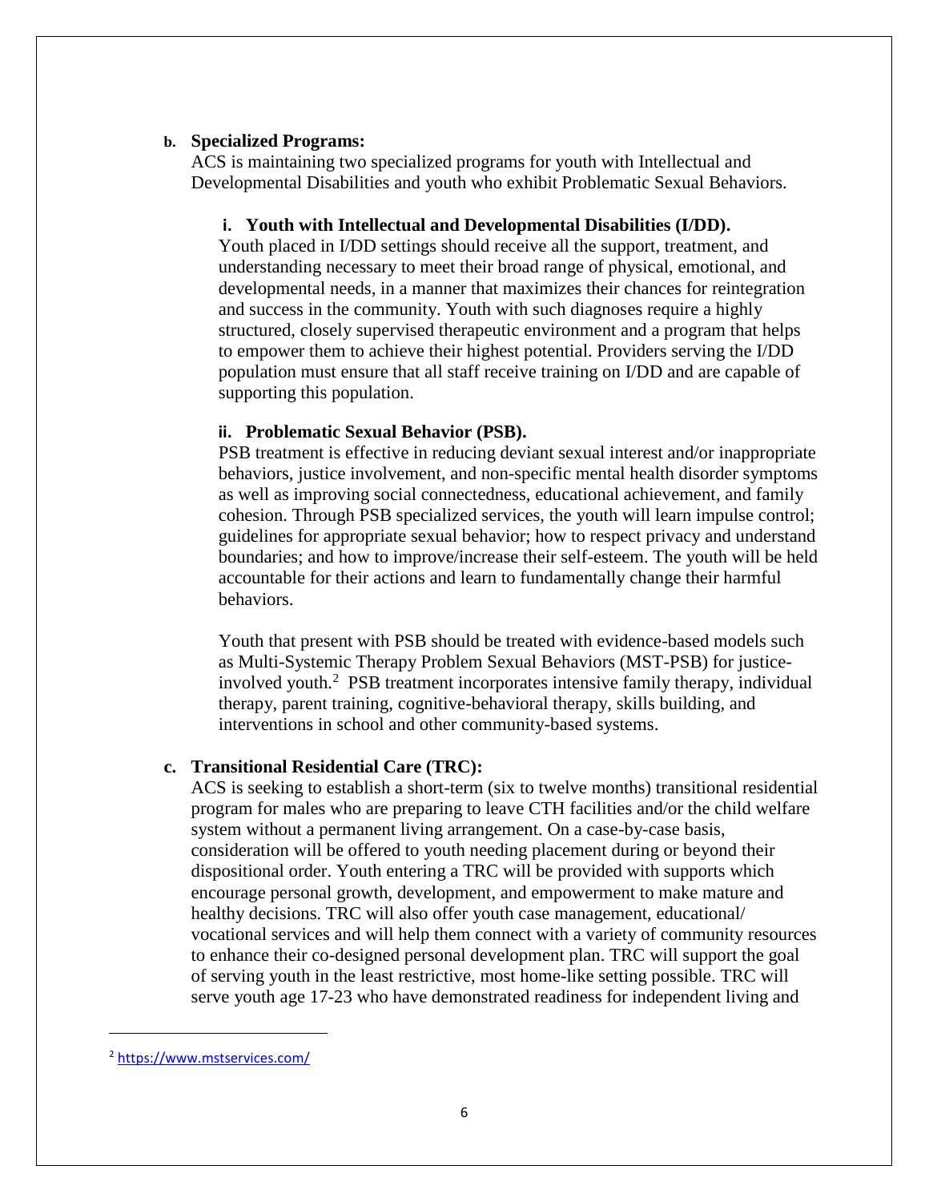**b. Specialized Programs:**

ACS is maintaining two specialized programs for youth with Intellectual and Developmental Disabilities and youth who exhibit Problematic Sexual Behaviors.

**i. Youth with Intellectual and Developmental Disabilities (I/DD).**

Youth placed in I/DD settings should receive all the support, treatment, and understanding necessary to meet their broad range of physical, emotional, and developmental needs, in a manner that maximizes their chances for reintegration and success in the community. Youth with such diagnoses require a highly structured, closely supervised therapeutic environment and a program that helps to empower them to achieve their highest potential. Providers serving the I/DD population must ensure that all staff receive training on I/DD and are capable of supporting this population.

**ii. Problematic Sexual Behavior (PSB).**

PSB treatment is effective in reducing deviant sexual interest and/or inappropriate behaviors, justice involvement, and non-specific mental health disorder symptoms as well as improving social connectedness, educational achievement, and family cohesion. Through PSB specialized services, the youth will learn impulse control; guidelines for appropriate sexual behavior; how to respect privacy and understand boundaries; and how to improve/increase their self-esteem. The youth will be held accountable for their actions and learn to fundamentally change their harmful behaviors.

Youth that present with PSB should be treated with evidence-based models such as Multi-Systemic Therapy Problem Sexual Behaviors (MST-PSB) for justice-involved youth.[2] PSB treatment incorporates intensive family therapy, individual therapy, parent training, cognitive-behavioral therapy, skills building, and interventions in school and other community-based systems.

**c. Transitional Residential Care (TRC):**

ACS is seeking to establish a short-term (six to twelve months) transitional residential program for males who are preparing to leave CTH facilities and/or the child welfare system without a permanent living arrangement. On a case-by-case basis, consideration will be offered to youth needing placement during or beyond their dispositional order. Youth entering a TRC will be provided with supports which encourage personal growth, development, and empowerment to make mature and healthy decisions. TRC will also offer youth case management, educational/ vocational services and will help them connect with a variety of community resources to enhance their co-designed personal development plan. TRC will support the goal of serving youth in the least restrictive, most home-like setting possible. TRC will serve youth age 17-23 who have demonstrated readiness for independent living and

---

[2] https://www.mstservices.com/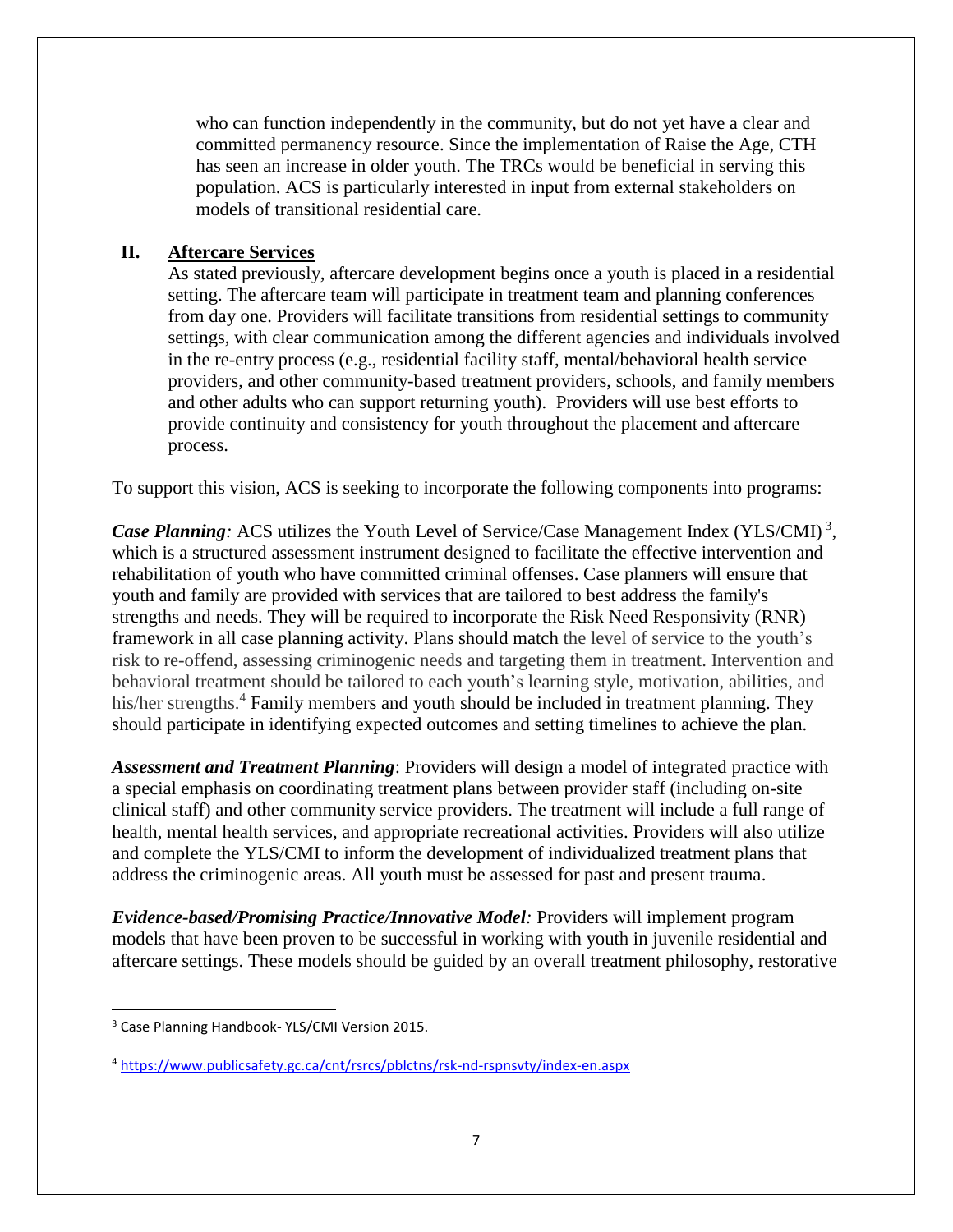who can function independently in the community, but do not yet have a clear and committed permanency resource. Since the implementation of Raise the Age, CTH has seen an increase in older youth. The TRCs would be beneficial in serving this population. ACS is particularly interested in input from external stakeholders on models of transitional residential care.

## II. Aftercare Services

As stated previously, aftercare development begins once a youth is placed in a residential setting. The aftercare team will participate in treatment team and planning conferences from day one. Providers will facilitate transitions from residential settings to community settings, with clear communication among the different agencies and individuals involved in the re-entry process (e.g., residential facility staff, mental/behavioral health service providers, and other community-based treatment providers, schools, and family members and other adults who can support returning youth). Providers will use best efforts to provide continuity and consistency for youth throughout the placement and aftercare process.

To support this vision, ACS is seeking to incorporate the following components into programs:

***Case Planning:*** ACS utilizes the Youth Level of Service/Case Management Index (YLS/CMI)[3], which is a structured assessment instrument designed to facilitate the effective intervention and rehabilitation of youth who have committed criminal offenses. Case planners will ensure that youth and family are provided with services that are tailored to best address the family's strengths and needs. They will be required to incorporate the Risk Need Responsivity (RNR) framework in all case planning activity. Plans should match the level of service to the youth's risk to re-offend, assessing criminogenic needs and targeting them in treatment. Intervention and behavioral treatment should be tailored to each youth's learning style, motivation, abilities, and his/her strengths.[4] Family members and youth should be included in treatment planning. They should participate in identifying expected outcomes and setting timelines to achieve the plan.

***Assessment and Treatment Planning***: Providers will design a model of integrated practice with a special emphasis on coordinating treatment plans between provider staff (including on-site clinical staff) and other community service providers. The treatment will include a full range of health, mental health services, and appropriate recreational activities. Providers will also utilize and complete the YLS/CMI to inform the development of individualized treatment plans that address the criminogenic areas. All youth must be assessed for past and present trauma.

***Evidence-based/Promising Practice/Innovative Model:*** Providers will implement program models that have been proven to be successful in working with youth in juvenile residential and aftercare settings. These models should be guided by an overall treatment philosophy, restorative

---

[3] Case Planning Handbook- YLS/CMI Version 2015.

[4] https://www.publicsafety.gc.ca/cnt/rsrcs/pblctns/rsk-nd-rspnsvty/index-en.aspx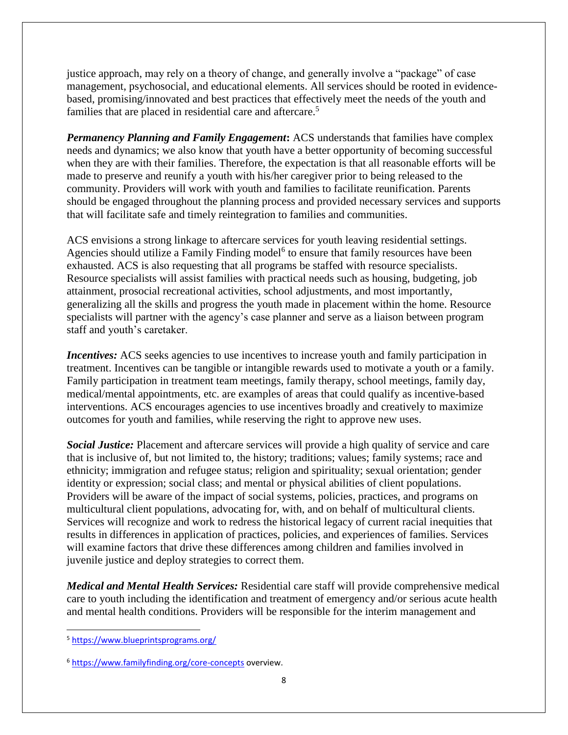justice approach, may rely on a theory of change, and generally involve a "package" of case management, psychosocial, and educational elements. All services should be rooted in evidence-based, promising/innovated and best practices that effectively meet the needs of the youth and families that are placed in residential care and aftercare.[5]

***Permanency Planning and Family Engagement*:** ACS understands that families have complex needs and dynamics; we also know that youth have a better opportunity of becoming successful when they are with their families. Therefore, the expectation is that all reasonable efforts will be made to preserve and reunify a youth with his/her caregiver prior to being released to the community. Providers will work with youth and families to facilitate reunification. Parents should be engaged throughout the planning process and provided necessary services and supports that will facilitate safe and timely reintegration to families and communities.

ACS envisions a strong linkage to aftercare services for youth leaving residential settings. Agencies should utilize a Family Finding model[6] to ensure that family resources have been exhausted. ACS is also requesting that all programs be staffed with resource specialists. Resource specialists will assist families with practical needs such as housing, budgeting, job attainment, prosocial recreational activities, school adjustments, and most importantly, generalizing all the skills and progress the youth made in placement within the home. Resource specialists will partner with the agency's case planner and serve as a liaison between program staff and youth's caretaker.

***Incentives:*** ACS seeks agencies to use incentives to increase youth and family participation in treatment. Incentives can be tangible or intangible rewards used to motivate a youth or a family. Family participation in treatment team meetings, family therapy, school meetings, family day, medical/mental appointments, etc. are examples of areas that could qualify as incentive-based interventions. ACS encourages agencies to use incentives broadly and creatively to maximize outcomes for youth and families, while reserving the right to approve new uses.

***Social Justice:*** Placement and aftercare services will provide a high quality of service and care that is inclusive of, but not limited to, the history; traditions; values; family systems; race and ethnicity; immigration and refugee status; religion and spirituality; sexual orientation; gender identity or expression; social class; and mental or physical abilities of client populations. Providers will be aware of the impact of social systems, policies, practices, and programs on multicultural client populations, advocating for, with, and on behalf of multicultural clients. Services will recognize and work to redress the historical legacy of current racial inequities that results in differences in application of practices, policies, and experiences of families. Services will examine factors that drive these differences among children and families involved in juvenile justice and deploy strategies to correct them.

***Medical and Mental Health Services:*** Residential care staff will provide comprehensive medical care to youth including the identification and treatment of emergency and/or serious acute health and mental health conditions. Providers will be responsible for the interim management and

---

[5] https://www.blueprintsprograms.org/

[6] https://www.familyfinding.org/core-concepts overview.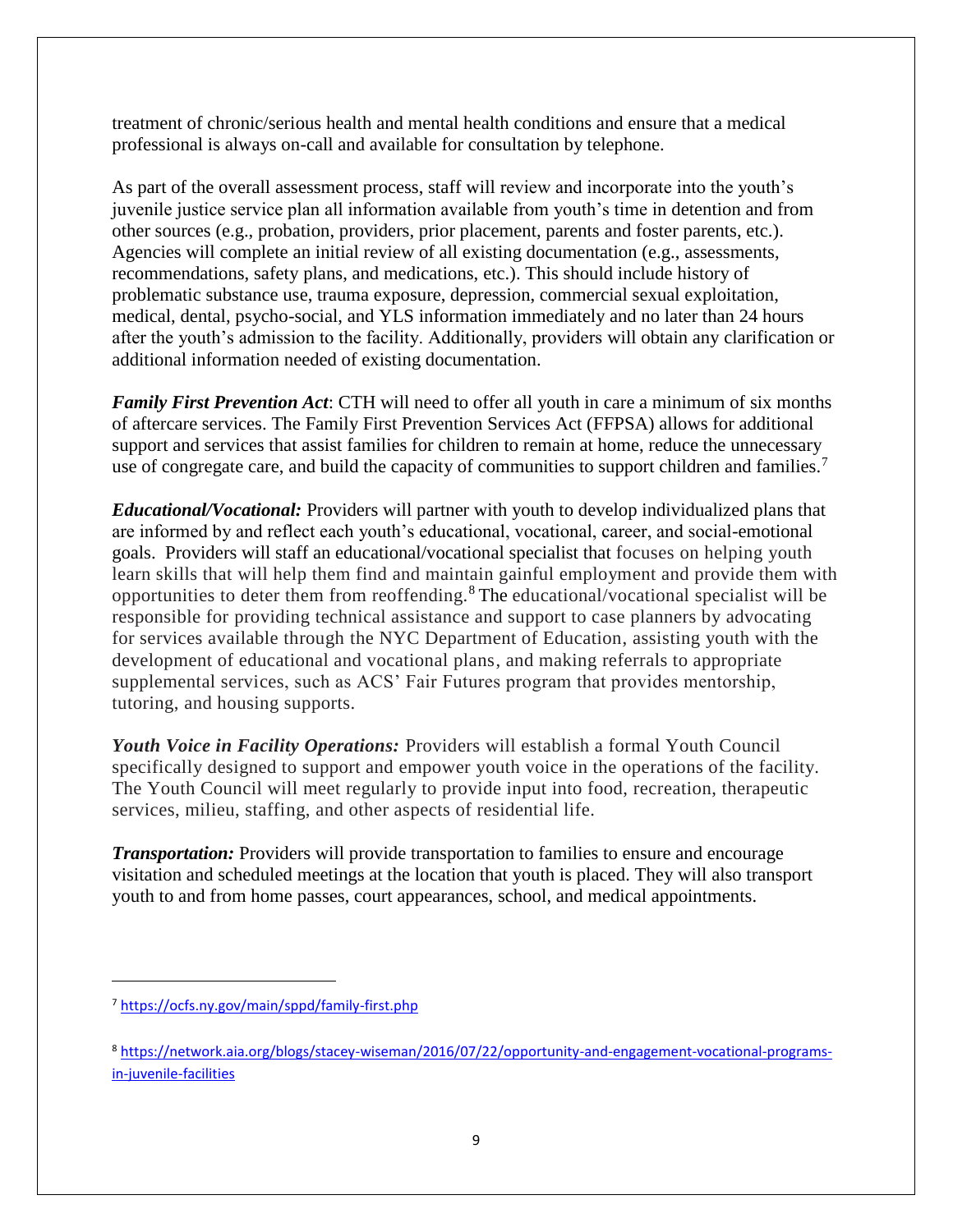treatment of chronic/serious health and mental health conditions and ensure that a medical professional is always on-call and available for consultation by telephone.

As part of the overall assessment process, staff will review and incorporate into the youth's juvenile justice service plan all information available from youth's time in detention and from other sources (e.g., probation, providers, prior placement, parents and foster parents, etc.). Agencies will complete an initial review of all existing documentation (e.g., assessments, recommendations, safety plans, and medications, etc.). This should include history of problematic substance use, trauma exposure, depression, commercial sexual exploitation, medical, dental, psycho-social, and YLS information immediately and no later than 24 hours after the youth's admission to the facility. Additionally, providers will obtain any clarification or additional information needed of existing documentation.

***Family First Prevention Act***: CTH will need to offer all youth in care a minimum of six months of aftercare services. The Family First Prevention Services Act (FFPSA) allows for additional support and services that assist families for children to remain at home, reduce the unnecessary use of congregate care, and build the capacity of communities to support children and families.[7]

***Educational/Vocational:*** Providers will partner with youth to develop individualized plans that are informed by and reflect each youth's educational, vocational, career, and social-emotional goals. Providers will staff an educational/vocational specialist that focuses on helping youth learn skills that will help them find and maintain gainful employment and provide them with opportunities to deter them from reoffending.[8] The educational/vocational specialist will be responsible for providing technical assistance and support to case planners by advocating for services available through the NYC Department of Education, assisting youth with the development of educational and vocational plans, and making referrals to appropriate supplemental services, such as ACS' Fair Futures program that provides mentorship, tutoring, and housing supports.

***Youth Voice in Facility Operations:*** Providers will establish a formal Youth Council specifically designed to support and empower youth voice in the operations of the facility. The Youth Council will meet regularly to provide input into food, recreation, therapeutic services, milieu, staffing, and other aspects of residential life.

***Transportation:*** Providers will provide transportation to families to ensure and encourage visitation and scheduled meetings at the location that youth is placed. They will also transport youth to and from home passes, court appearances, school, and medical appointments.

---

[7] https://ocfs.ny.gov/main/sppd/family-first.php

[8] https://network.aia.org/blogs/stacey-wiseman/2016/07/22/opportunity-and-engagement-vocational-programs-in-juvenile-facilities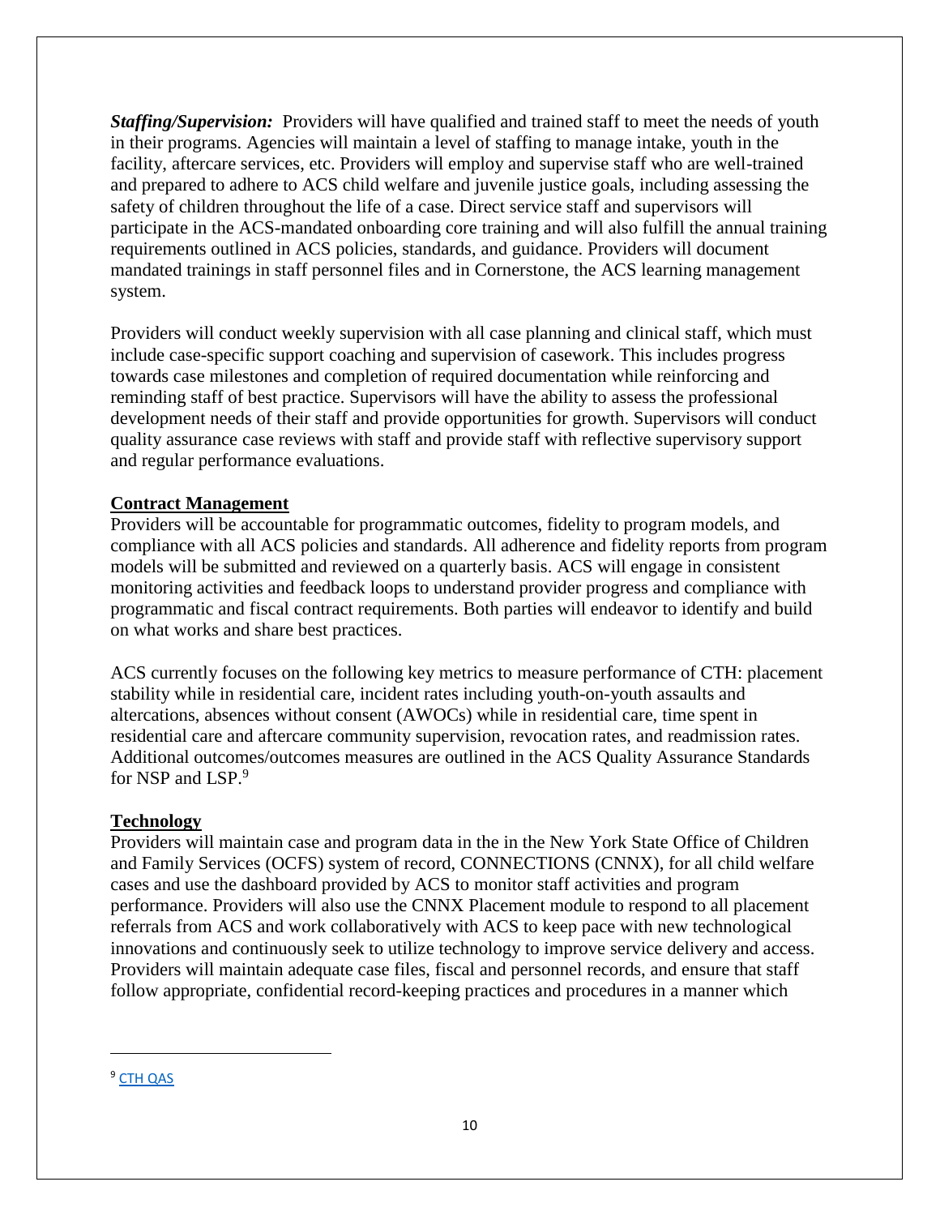***Staffing/Supervision:*** Providers will have qualified and trained staff to meet the needs of youth in their programs. Agencies will maintain a level of staffing to manage intake, youth in the facility, aftercare services, etc. Providers will employ and supervise staff who are well-trained and prepared to adhere to ACS child welfare and juvenile justice goals, including assessing the safety of children throughout the life of a case. Direct service staff and supervisors will participate in the ACS-mandated onboarding core training and will also fulfill the annual training requirements outlined in ACS policies, standards, and guidance. Providers will document mandated trainings in staff personnel files and in Cornerstone, the ACS learning management system.

Providers will conduct weekly supervision with all case planning and clinical staff, which must include case-specific support coaching and supervision of casework. This includes progress towards case milestones and completion of required documentation while reinforcing and reminding staff of best practice. Supervisors will have the ability to assess the professional development needs of their staff and provide opportunities for growth. Supervisors will conduct quality assurance case reviews with staff and provide staff with reflective supervisory support and regular performance evaluations.

## Contract Management

Providers will be accountable for programmatic outcomes, fidelity to program models, and compliance with all ACS policies and standards. All adherence and fidelity reports from program models will be submitted and reviewed on a quarterly basis. ACS will engage in consistent monitoring activities and feedback loops to understand provider progress and compliance with programmatic and fiscal contract requirements. Both parties will endeavor to identify and build on what works and share best practices.

ACS currently focuses on the following key metrics to measure performance of CTH: placement stability while in residential care, incident rates including youth-on-youth assaults and altercations, absences without consent (AWOCs) while in residential care, time spent in residential care and aftercare community supervision, revocation rates, and readmission rates. Additional outcomes/outcomes measures are outlined in the ACS Quality Assurance Standards for NSP and LSP.[9]

## Technology

Providers will maintain case and program data in the in the New York State Office of Children and Family Services (OCFS) system of record, CONNECTIONS (CNNX), for all child welfare cases and use the dashboard provided by ACS to monitor staff activities and program performance. Providers will also use the CNNX Placement module to respond to all placement referrals from ACS and work collaboratively with ACS to keep pace with new technological innovations and continuously seek to utilize technology to improve service delivery and access. Providers will maintain adequate case files, fiscal and personnel records, and ensure that staff follow appropriate, confidential record-keeping practices and procedures in a manner which

---

[9] CTH QAS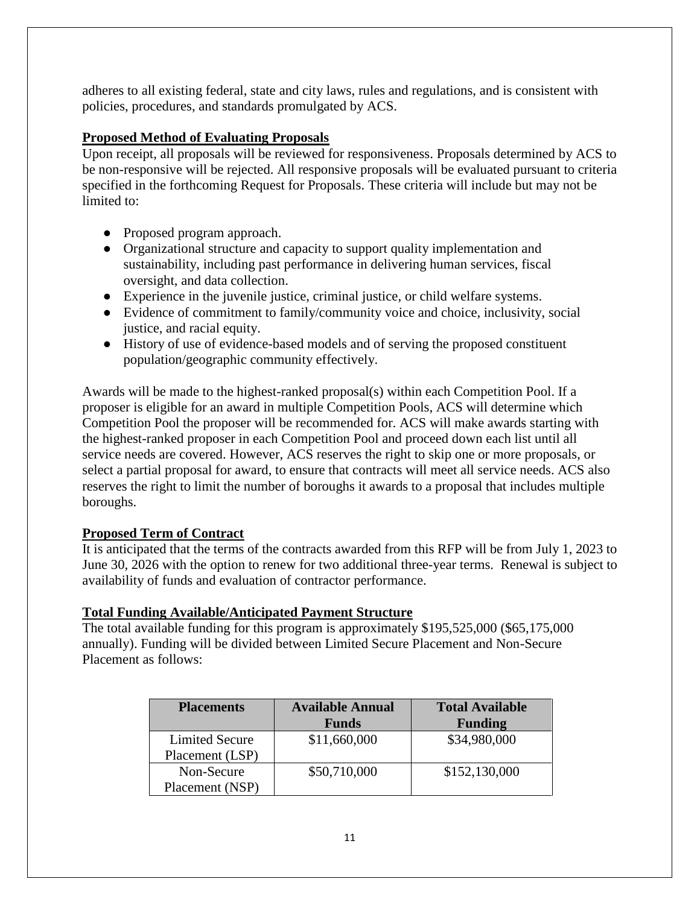adheres to all existing federal, state and city laws, rules and regulations, and is consistent with policies, procedures, and standards promulgated by ACS.

**Proposed Method of Evaluating Proposals**

Upon receipt, all proposals will be reviewed for responsiveness. Proposals determined by ACS to be non-responsive will be rejected. All responsive proposals will be evaluated pursuant to criteria specified in the forthcoming Request for Proposals. These criteria will include but may not be limited to:

- Proposed program approach.
- Organizational structure and capacity to support quality implementation and sustainability, including past performance in delivering human services, fiscal oversight, and data collection.
- Experience in the juvenile justice, criminal justice, or child welfare systems.
- Evidence of commitment to family/community voice and choice, inclusivity, social justice, and racial equity.
- History of use of evidence-based models and of serving the proposed constituent population/geographic community effectively.

Awards will be made to the highest-ranked proposal(s) within each Competition Pool. If a proposer is eligible for an award in multiple Competition Pools, ACS will determine which Competition Pool the proposer will be recommended for. ACS will make awards starting with the highest-ranked proposer in each Competition Pool and proceed down each list until all service needs are covered. However, ACS reserves the right to skip one or more proposals, or select a partial proposal for award, to ensure that contracts will meet all service needs. ACS also reserves the right to limit the number of boroughs it awards to a proposal that includes multiple boroughs.

**Proposed Term of Contract**

It is anticipated that the terms of the contracts awarded from this RFP will be from July 1, 2023 to June 30, 2026 with the option to renew for two additional three-year terms. Renewal is subject to availability of funds and evaluation of contractor performance.

**Total Funding Available/Anticipated Payment Structure**

The total available funding for this program is approximately $195,525,000 ($65,175,000 annually). Funding will be divided between Limited Secure Placement and Non-Secure Placement as follows:

| Placements | Available Annual Funds | Total Available Funding |
|---|---|---|
| Limited Secure Placement (LSP) | $11,660,000 | $34,980,000 |
| Non-Secure Placement (NSP) | $50,710,000 | $152,130,000 |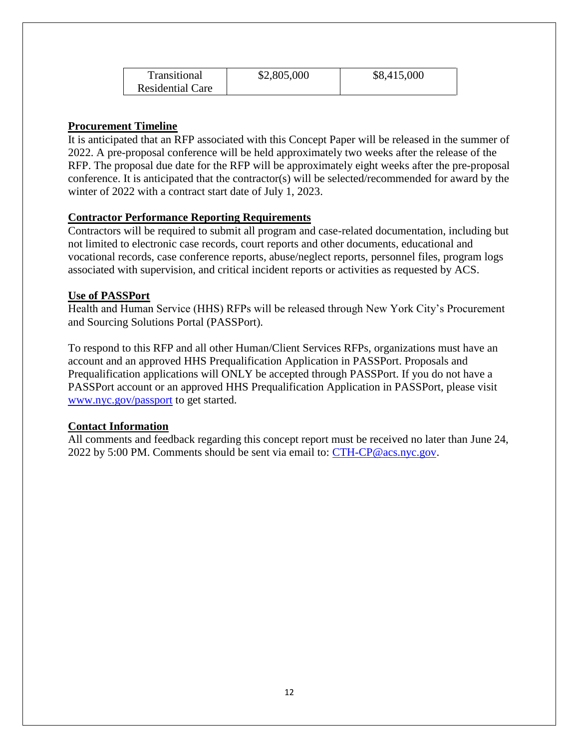| | | |
|---|---|---|
| Transitional Residential Care | \$2,805,000 | \$8,415,000 |

**Procurement Timeline**

It is anticipated that an RFP associated with this Concept Paper will be released in the summer of 2022. A pre-proposal conference will be held approximately two weeks after the release of the RFP. The proposal due date for the RFP will be approximately eight weeks after the pre-proposal conference. It is anticipated that the contractor(s) will be selected/recommended for award by the winter of 2022 with a contract start date of July 1, 2023.

**Contractor Performance Reporting Requirements**

Contractors will be required to submit all program and case-related documentation, including but not limited to electronic case records, court reports and other documents, educational and vocational records, case conference reports, abuse/neglect reports, personnel files, program logs associated with supervision, and critical incident reports or activities as requested by ACS.

**Use of PASSPort**

Health and Human Service (HHS) RFPs will be released through New York City's Procurement and Sourcing Solutions Portal (PASSPort).

To respond to this RFP and all other Human/Client Services RFPs, organizations must have an account and an approved HHS Prequalification Application in PASSPort. Proposals and Prequalification applications will ONLY be accepted through PASSPort. If you do not have a PASSPort account or an approved HHS Prequalification Application in PASSPort, please visit www.nyc.gov/passport to get started.

**Contact Information**

All comments and feedback regarding this concept report must be received no later than June 24, 2022 by 5:00 PM. Comments should be sent via email to: CTH-CP@acs.nyc.gov.